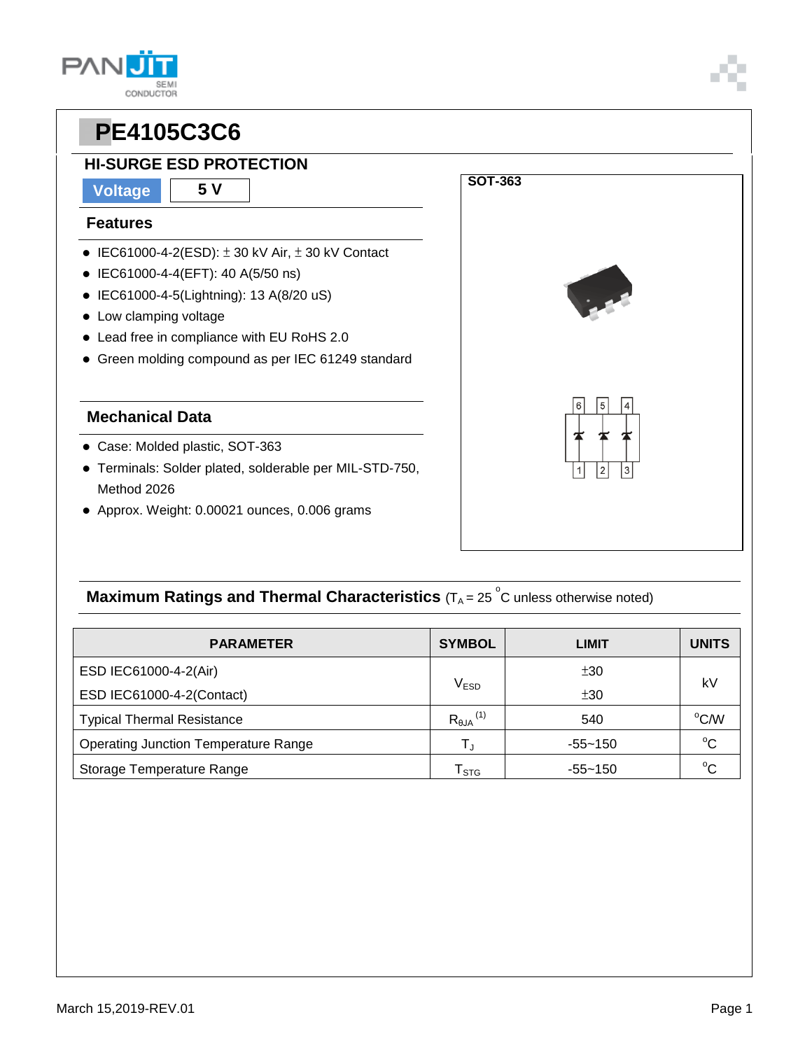# PE4105C3C6

## HI-SURGE ESD PROTECTION

**Voltage** | **5 V**

### Features

- IEC61000-4-2(ESD): ± 30 kV Air, ± 30 kV Contact
- IEC61000-4-4(EFT): 40 A(5/50 ns)
- IEC61000-4-5(Lightning): 13 A(8/20 uS)
- Low clamping voltage
- Lead free in compliance with EU RoHS 2.0
- Green molding compound as per IEC 61249 standard

### Mechanical Data

- Case: Molded plastic, SOT-363
- Terminals: Solder plated, solderable per MIL-STD-750, Method 2026
- Approx. Weight: 0.00021 ounces, 0.006 grams

**SOT-363**

6 5 4

1 2 3

### Maximum Ratings and Thermal Characteristics ($T_A$ = 25 °C unless otherwise noted)

| PARAMETER | SYMBOL | LIMIT | UNITS |
|---|---|---|---|
| ESD IEC61000-4-2(Air) | $V_{ESD}$ | ±30 | kV |
| ESD IEC61000-4-2(Contact) | | ±30 | |
| Typical Thermal Resistance | $R_{\theta JA}$ (1) | 540 | °C/W |
| Operating Junction Temperature Range | $T_J$ | -55~150 | °C |
| Storage Temperature Range | $T_{STG}$ | -55~150 | °C |

March 15,2019-REV.01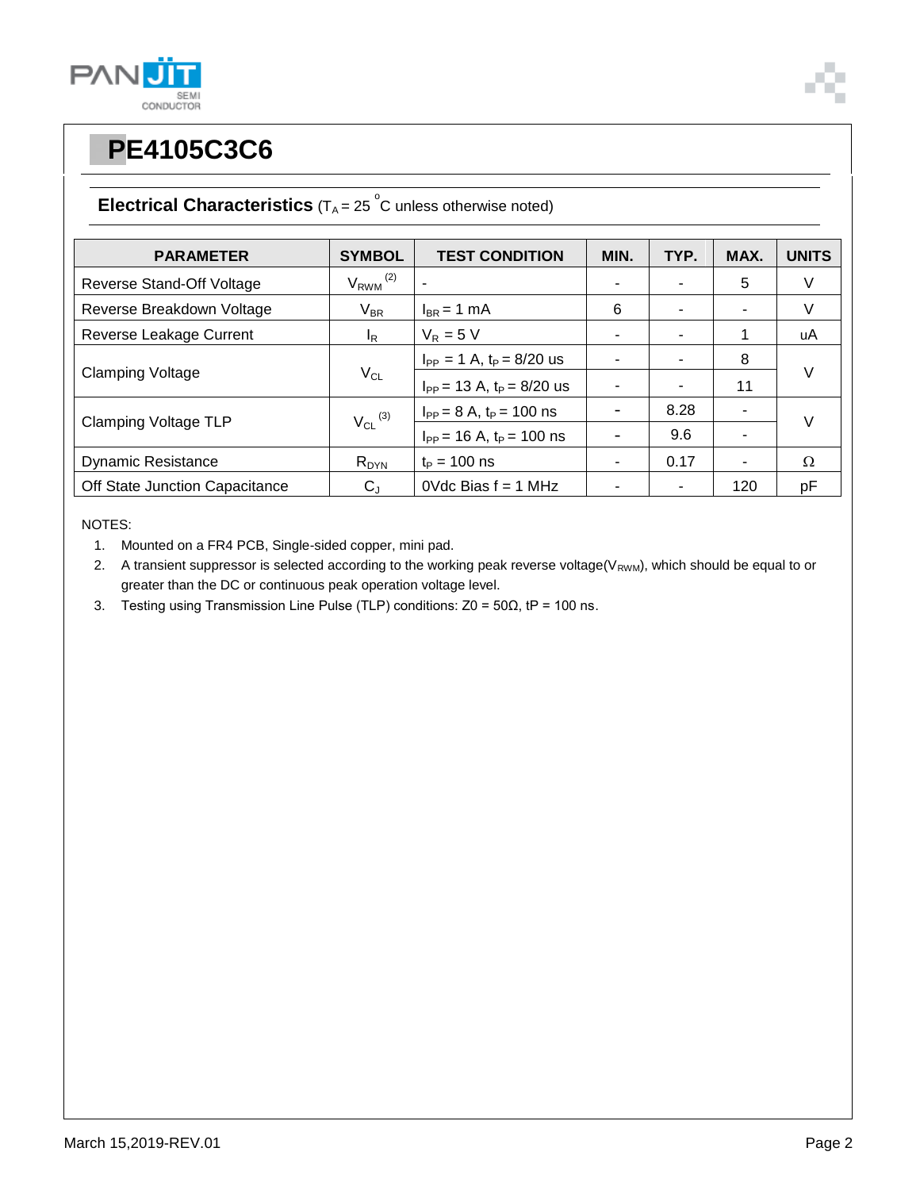# PE4105C3C6

## Electrical Characteristics ($T_A$ = 25 °C unless otherwise noted)

| PARAMETER | SYMBOL | TEST CONDITION | MIN. | TYP. | MAX. | UNITS |
|---|---|---|---|---|---|---|
| Reverse Stand-Off Voltage | $V_{RWM}$ (2) | - | - | - | 5 | V |
| Reverse Breakdown Voltage | $V_{BR}$ | $I_{BR}$ = 1 mA | 6 | - | - | V |
| Reverse Leakage Current | $I_R$ | $V_R$ = 5 V | - | - | 1 | uA |
| Clamping Voltage | $V_{CL}$ | $I_{PP}$ = 1 A, $t_P$ = 8/20 us | - | - | 8 | V |
| | | $I_{PP}$ = 13 A, $t_P$ = 8/20 us | - | - | 11 | |
| Clamping Voltage TLP | $V_{CL}$ (3) | $I_{PP}$ = 8 A, $t_P$ = 100 ns | - | 8.28 | - | V |
| | | $I_{PP}$ = 16 A, $t_P$ = 100 ns | - | 9.6 | - | |
| Dynamic Resistance | $R_{DYN}$ | $t_P$ = 100 ns | - | 0.17 | - | Ω |
| Off State Junction Capacitance | $C_J$ | 0Vdc Bias f = 1 MHz | - | - | 120 | pF |

NOTES:

1. Mounted on a FR4 PCB, Single-sided copper, mini pad.
2. A transient suppressor is selected according to the working peak reverse voltage($V_{RWM}$), which should be equal to or greater than the DC or continuous peak operation voltage level.
3. Testing using Transmission Line Pulse (TLP) conditions: Z0 = 50Ω, tP = 100 ns.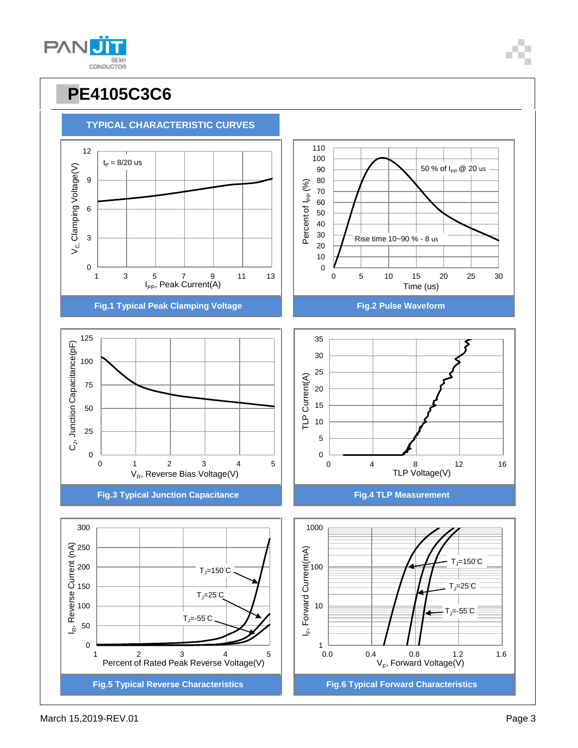# PE4105C3C6

## TYPICAL CHARACTERISTIC CURVES

Fig.1 Typical Peak Clamping Voltage

Fig.2 Pulse Waveform

Fig.3 Typical Junction Capacitance

Fig.4 TLP Measurement

Fig.5 Typical Reverse Characteristics

Fig.6 Typical Forward Characteristics

March 15,2019-REV.01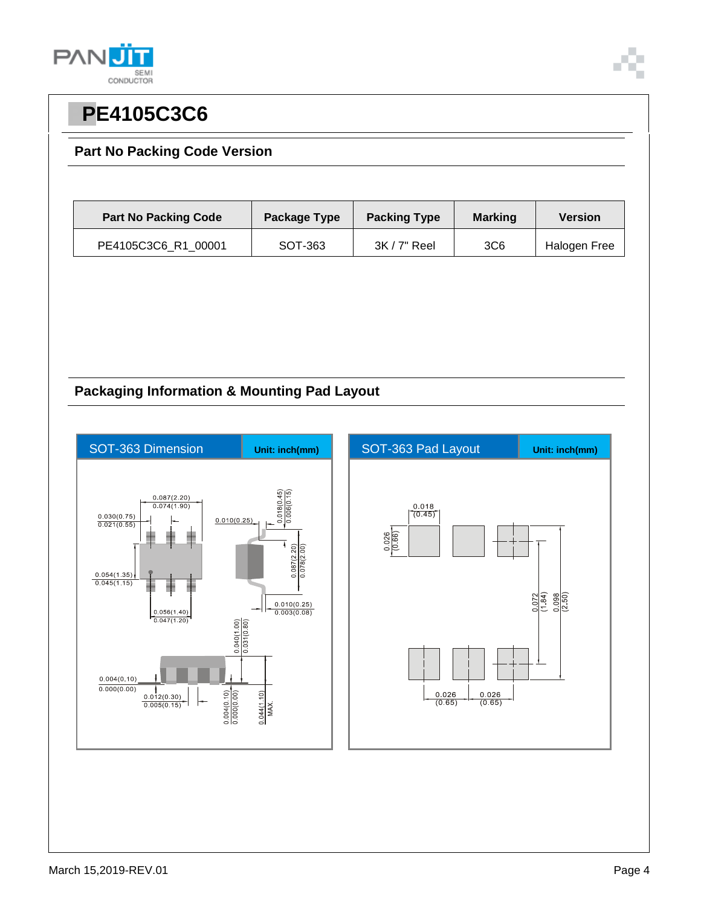# PE4105C3C6

## Part No Packing Code Version

| Part No Packing Code | Package Type | Packing Type | Marking | Version |
|---|---|---|---|---|
| PE4105C3C6_R1_00001 | SOT-363 | 3K / 7" Reel | 3C6 | Halogen Free |

## Packaging Information & Mounting Pad Layout

**SOT-363 Dimension** — Unit: inch(mm)

0.087(2.20)
0.074(1.90)
0.030(0.75)
0.021(0.55)
0.054(1.35)
0.045(1.15)
0.056(1.40)
0.047(1.20)
0.010(0.25)
0.018(0.45)
0.006(0.15)
0.087(2.20)
0.078(2.00)
0.010(0.25)
0.003(0.08)
0.040(1.00)
0.031(0.80)
0.004(0.10)
0.000(0.00)
0.012(0.30)
0.005(0.15)
0.004(0.10)
0.000(0.00)
0.044(1.10) MAX.

**SOT-363 Pad Layout** — Unit: inch(mm)

0.018 (0.45)
0.026 (0.66)
0.072 (1.84)
0.098 (2.50)
0.026 (0.65)
0.026 (0.65)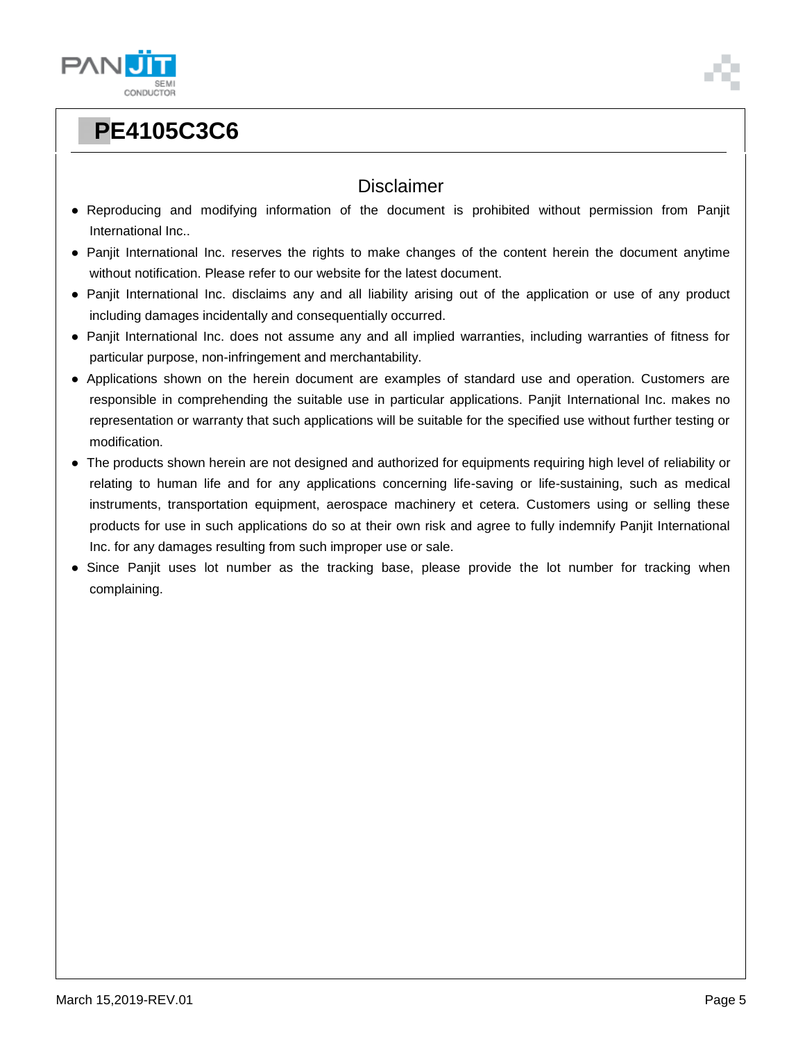# PE4105C3C6

## Disclaimer

- Reproducing and modifying information of the document is prohibited without permission from Panjit International Inc..
- Panjit International Inc. reserves the rights to make changes of the content herein the document anytime without notification. Please refer to our website for the latest document.
- Panjit International Inc. disclaims any and all liability arising out of the application or use of any product including damages incidentally and consequentially occurred.
- Panjit International Inc. does not assume any and all implied warranties, including warranties of fitness for particular purpose, non-infringement and merchantability.
- Applications shown on the herein document are examples of standard use and operation. Customers are responsible in comprehending the suitable use in particular applications. Panjit International Inc. makes no representation or warranty that such applications will be suitable for the specified use without further testing or modification.
- The products shown herein are not designed and authorized for equipments requiring high level of reliability or relating to human life and for any applications concerning life-saving or life-sustaining, such as medical instruments, transportation equipment, aerospace machinery et cetera. Customers using or selling these products for use in such applications do so at their own risk and agree to fully indemnify Panjit International Inc. for any damages resulting from such improper use or sale.
- Since Panjit uses lot number as the tracking base, please provide the lot number for tracking when complaining.